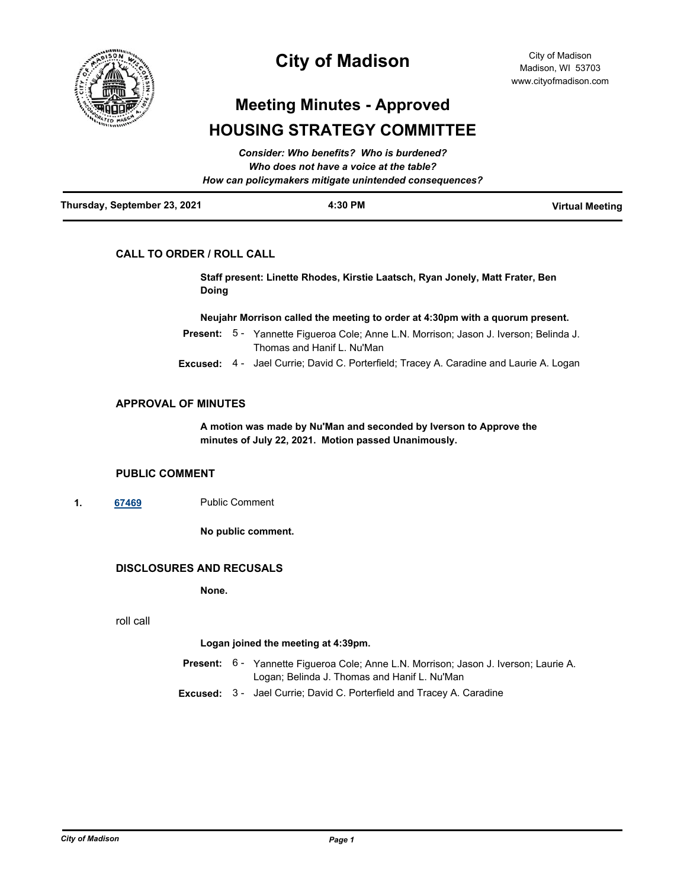# City of Madison

City of Madison
Madison, WI 53703
www.cityofmadison.com

## Meeting Minutes - Approved

## HOUSING STRATEGY COMMITTEE

*Consider: Who benefits? Who is burdened?*
*Who does not have a voice at the table?*
*How can policymakers mitigate unintended consequences?*

**Thursday, September 23, 2021** | **4:30 PM** | **Virtual Meeting**

### CALL TO ORDER / ROLL CALL

**Staff present: Linette Rhodes, Kirstie Laatsch, Ryan Jonely, Matt Frater, Ben Doing**

**Neujahr Morrison called the meeting to order at 4:30pm with a quorum present.**

**Present:** 5 - Yannette Figueroa Cole; Anne L.N. Morrison; Jason J. Iverson; Belinda J. Thomas and Hanif L. Nu'Man

**Excused:** 4 - Jael Currie; David C. Porterfield; Tracey A. Caradine and Laurie A. Logan

### APPROVAL OF MINUTES

**A motion was made by Nu'Man and seconded by Iverson to Approve the minutes of July 22, 2021. Motion passed Unanimously.**

### PUBLIC COMMENT

1. 67469 Public Comment

**No public comment.**

### DISCLOSURES AND RECUSALS

**None.**

roll call

**Logan joined the meeting at 4:39pm.**

**Present:** 6 - Yannette Figueroa Cole; Anne L.N. Morrison; Jason J. Iverson; Laurie A. Logan; Belinda J. Thomas and Hanif L. Nu'Man

**Excused:** 3 - Jael Currie; David C. Porterfield and Tracey A. Caradine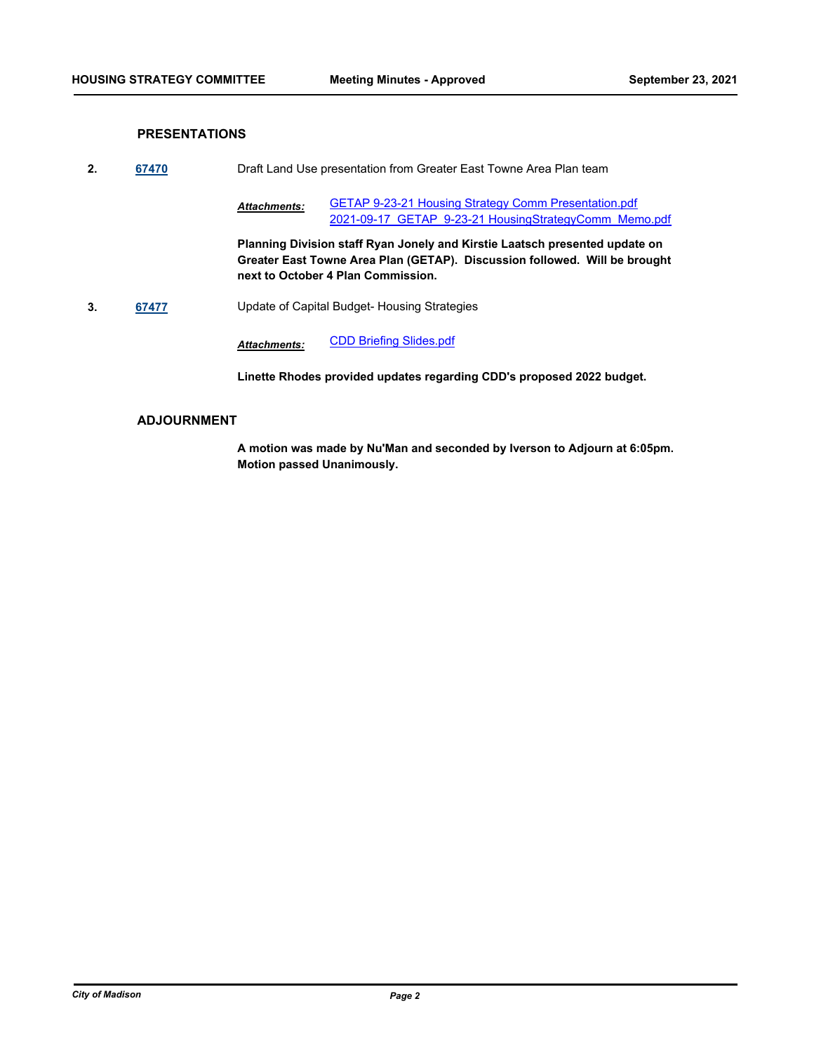## PRESENTATIONS

**2.** **67470** Draft Land Use presentation from Greater East Towne Area Plan team

***Attachments:*** GETAP 9-23-21 Housing Strategy Comm Presentation.pdf
2021-09-17_GETAP_9-23-21 HousingStrategyComm_Memo.pdf

**Planning Division staff Ryan Jonely and Kirstie Laatsch presented update on Greater East Towne Area Plan (GETAP). Discussion followed. Will be brought next to October 4 Plan Commission.**

**3.** **67477** Update of Capital Budget- Housing Strategies

***Attachments:*** CDD Briefing Slides.pdf

**Linette Rhodes provided updates regarding CDD's proposed 2022 budget.**

## ADJOURNMENT

**A motion was made by Nu'Man and seconded by Iverson to Adjourn at 6:05pm. Motion passed Unanimously.**